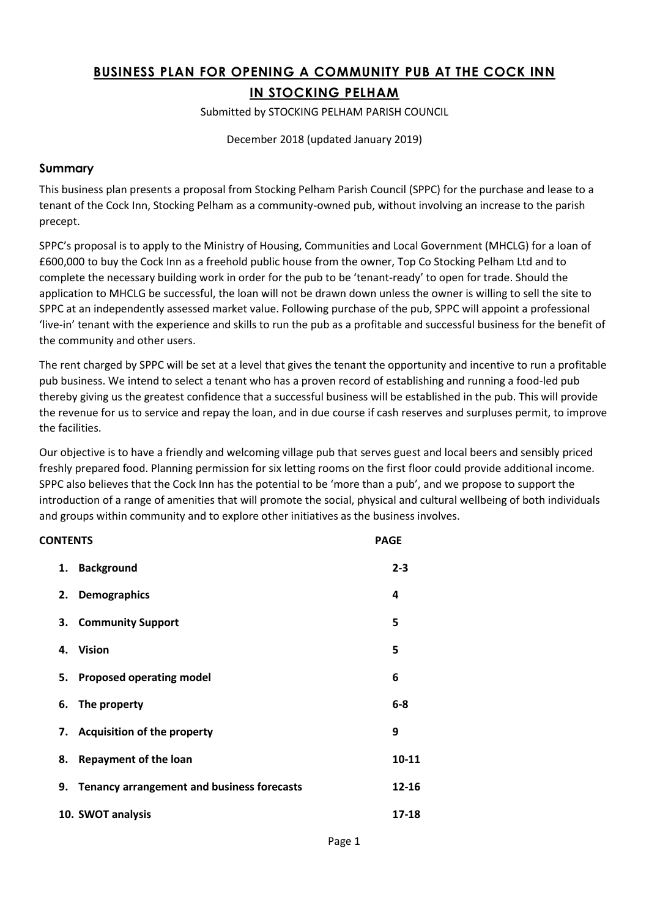# BUSINESS PLAN FOR OPENING A COMMUNITY PUB AT THE COCK INN IN STOCKING PELHAM

Submitted by STOCKING PELHAM PARISH COUNCIL

December 2018 (updated January 2019)

## Summary

This business plan presents a proposal from Stocking Pelham Parish Council (SPPC) for the purchase and lease to a tenant of the Cock Inn, Stocking Pelham as a community-owned pub, without involving an increase to the parish precept.

SPPC's proposal is to apply to the Ministry of Housing, Communities and Local Government (MHCLG) for a loan of £600,000 to buy the Cock Inn as a freehold public house from the owner, Top Co Stocking Pelham Ltd and to complete the necessary building work in order for the pub to be 'tenant-ready' to open for trade. Should the application to MHCLG be successful, the loan will not be drawn down unless the owner is willing to sell the site to SPPC at an independently assessed market value. Following purchase of the pub, SPPC will appoint a professional 'live-in' tenant with the experience and skills to run the pub as a profitable and successful business for the benefit of the community and other users.

The rent charged by SPPC will be set at a level that gives the tenant the opportunity and incentive to run a profitable pub business. We intend to select a tenant who has a proven record of establishing and running a food-led pub thereby giving us the greatest confidence that a successful business will be established in the pub. This will provide the revenue for us to service and repay the loan, and in due course if cash reserves and surpluses permit, to improve the facilities.

Our objective is to have a friendly and welcoming village pub that serves guest and local beers and sensibly priced freshly prepared food. Planning permission for six letting rooms on the first floor could provide additional income. SPPC also believes that the Cock Inn has the potential to be 'more than a pub', and we propose to support the introduction of a range of amenities that will promote the social, physical and cultural wellbeing of both individuals and groups within community and to explore other initiatives as the business involves.

| CONTENTS | PAGE |
|---|---|
| 1. Background | 2-3 |
| 2. Demographics | 4 |
| 3. Community Support | 5 |
| 4. Vision | 5 |
| 5. Proposed operating model | 6 |
| 6. The property | 6-8 |
| 7. Acquisition of the property | 9 |
| 8. Repayment of the loan | 10-11 |
| 9. Tenancy arrangement and business forecasts | 12-16 |
| 10. SWOT analysis | 17-18 |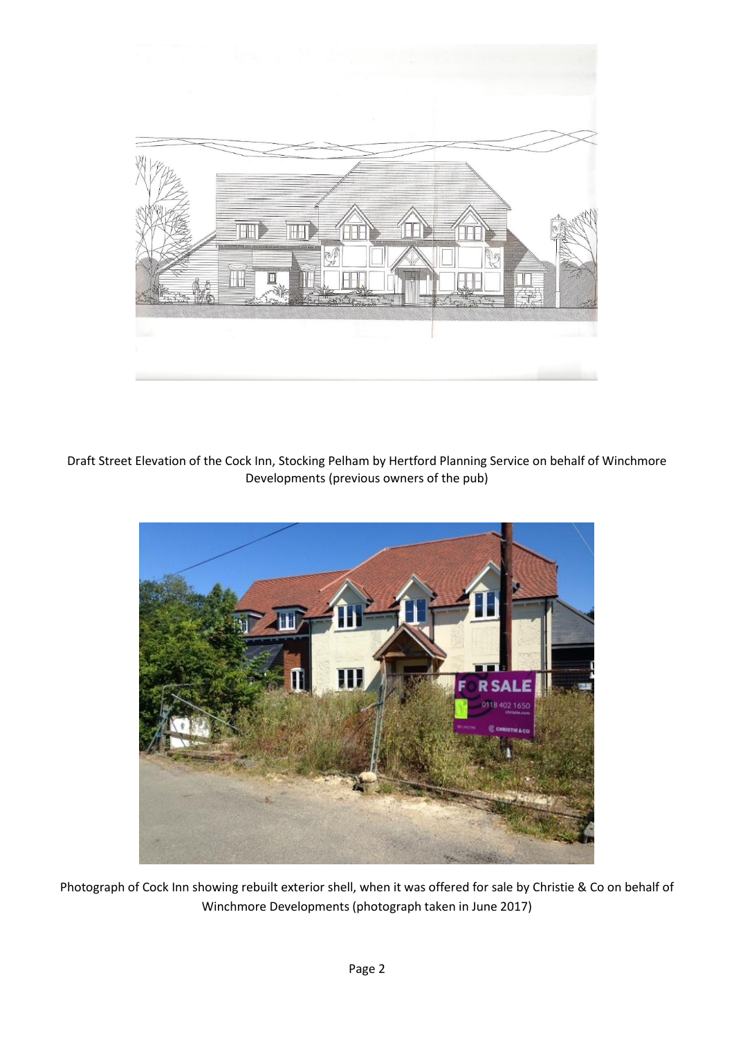Draft Street Elevation of the Cock Inn, Stocking Pelham by Hertford Planning Service on behalf of Winchmore Developments (previous owners of the pub)

Photograph of Cock Inn showing rebuilt exterior shell, when it was offered for sale by Christie & Co on behalf of Winchmore Developments (photograph taken in June 2017)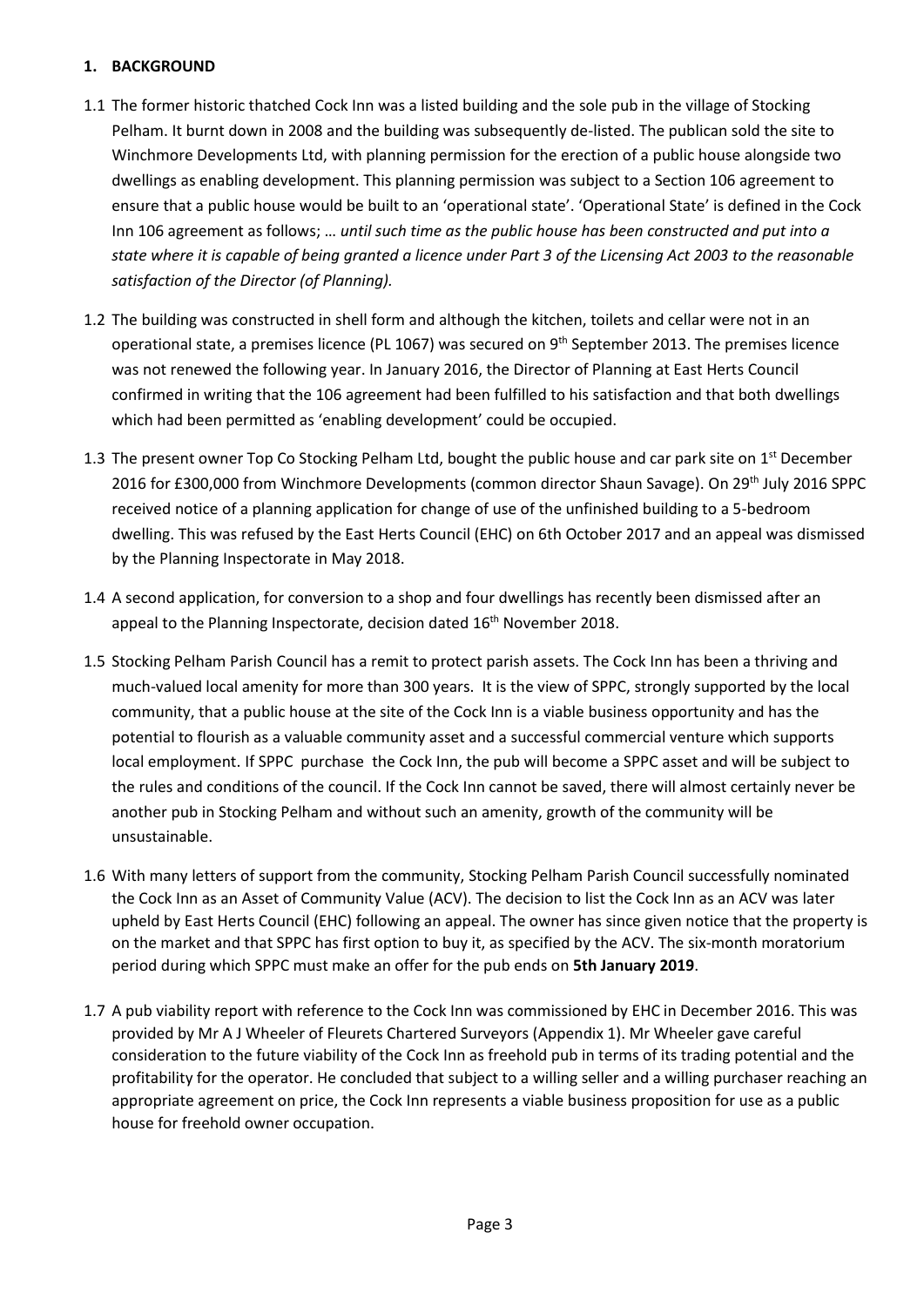## 1. BACKGROUND

1.1 The former historic thatched Cock Inn was a listed building and the sole pub in the village of Stocking Pelham. It burnt down in 2008 and the building was subsequently de-listed. The publican sold the site to Winchmore Developments Ltd, with planning permission for the erection of a public house alongside two dwellings as enabling development. This planning permission was subject to a Section 106 agreement to ensure that a public house would be built to an 'operational state'. 'Operational State' is defined in the Cock Inn 106 agreement as follows; … *until such time as the public house has been constructed and put into a state where it is capable of being granted a licence under Part 3 of the Licensing Act 2003 to the reasonable satisfaction of the Director (of Planning).*

1.2 The building was constructed in shell form and although the kitchen, toilets and cellar were not in an operational state, a premises licence (PL 1067) was secured on 9th September 2013. The premises licence was not renewed the following year. In January 2016, the Director of Planning at East Herts Council confirmed in writing that the 106 agreement had been fulfilled to his satisfaction and that both dwellings which had been permitted as 'enabling development' could be occupied.

1.3 The present owner Top Co Stocking Pelham Ltd, bought the public house and car park site on 1st December 2016 for £300,000 from Winchmore Developments (common director Shaun Savage). On 29th July 2016 SPPC received notice of a planning application for change of use of the unfinished building to a 5-bedroom dwelling. This was refused by the East Herts Council (EHC) on 6th October 2017 and an appeal was dismissed by the Planning Inspectorate in May 2018.

1.4 A second application, for conversion to a shop and four dwellings has recently been dismissed after an appeal to the Planning Inspectorate, decision dated 16th November 2018.

1.5 Stocking Pelham Parish Council has a remit to protect parish assets. The Cock Inn has been a thriving and much-valued local amenity for more than 300 years. It is the view of SPPC, strongly supported by the local community, that a public house at the site of the Cock Inn is a viable business opportunity and has the potential to flourish as a valuable community asset and a successful commercial venture which supports local employment. If SPPC purchase the Cock Inn, the pub will become a SPPC asset and will be subject to the rules and conditions of the council. If the Cock Inn cannot be saved, there will almost certainly never be another pub in Stocking Pelham and without such an amenity, growth of the community will be unsustainable.

1.6 With many letters of support from the community, Stocking Pelham Parish Council successfully nominated the Cock Inn as an Asset of Community Value (ACV). The decision to list the Cock Inn as an ACV was later upheld by East Herts Council (EHC) following an appeal. The owner has since given notice that the property is on the market and that SPPC has first option to buy it, as specified by the ACV. The six-month moratorium period during which SPPC must make an offer for the pub ends on **5th January 2019**.

1.7 A pub viability report with reference to the Cock Inn was commissioned by EHC in December 2016. This was provided by Mr A J Wheeler of Fleurets Chartered Surveyors (Appendix 1). Mr Wheeler gave careful consideration to the future viability of the Cock Inn as freehold pub in terms of its trading potential and the profitability for the operator. He concluded that subject to a willing seller and a willing purchaser reaching an appropriate agreement on price, the Cock Inn represents a viable business proposition for use as a public house for freehold owner occupation.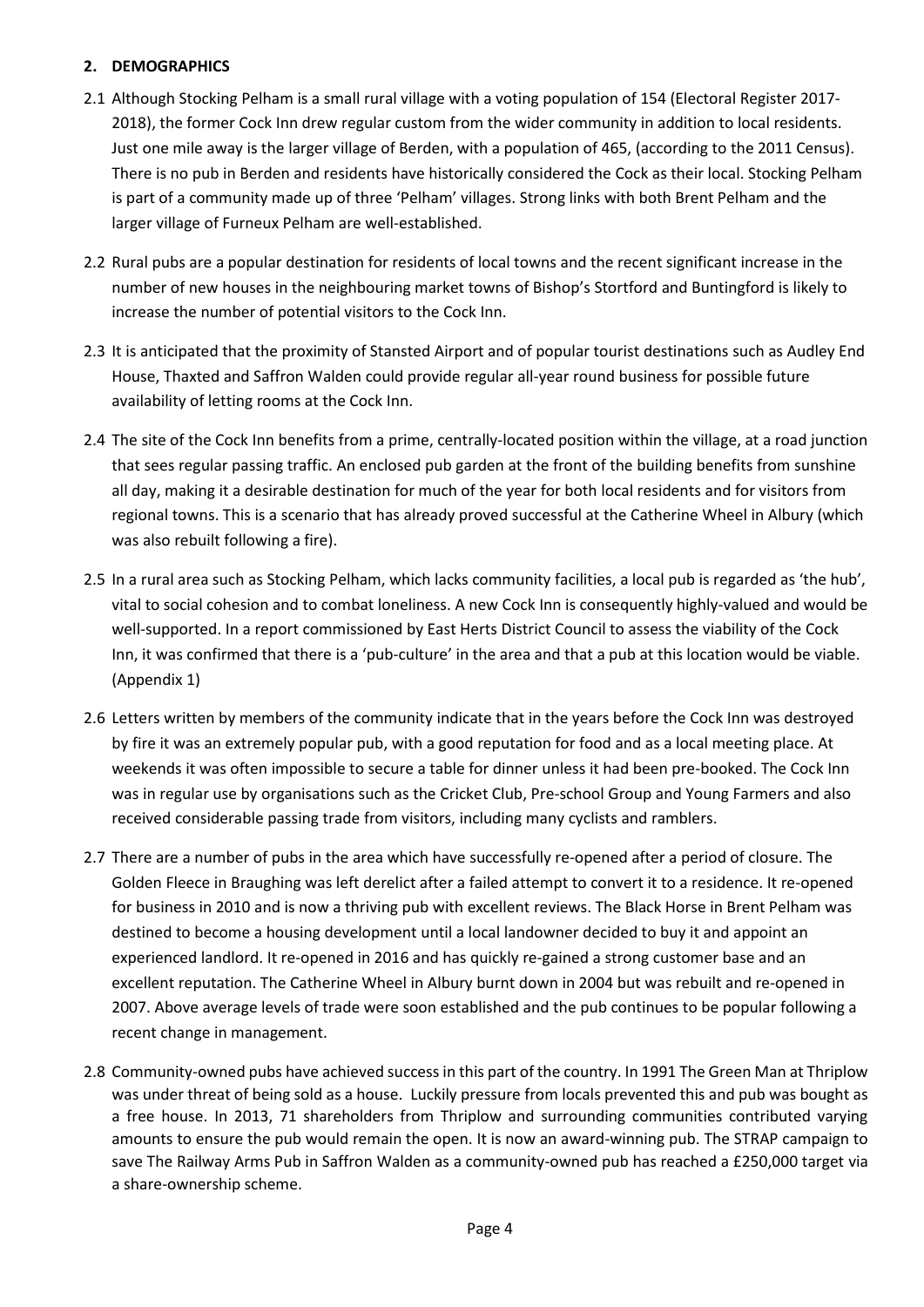## 2. DEMOGRAPHICS

2.1 Although Stocking Pelham is a small rural village with a voting population of 154 (Electoral Register 2017-2018), the former Cock Inn drew regular custom from the wider community in addition to local residents. Just one mile away is the larger village of Berden, with a population of 465, (according to the 2011 Census). There is no pub in Berden and residents have historically considered the Cock as their local. Stocking Pelham is part of a community made up of three 'Pelham' villages. Strong links with both Brent Pelham and the larger village of Furneux Pelham are well-established.

2.2 Rural pubs are a popular destination for residents of local towns and the recent significant increase in the number of new houses in the neighbouring market towns of Bishop's Stortford and Buntingford is likely to increase the number of potential visitors to the Cock Inn.

2.3 It is anticipated that the proximity of Stansted Airport and of popular tourist destinations such as Audley End House, Thaxted and Saffron Walden could provide regular all-year round business for possible future availability of letting rooms at the Cock Inn.

2.4 The site of the Cock Inn benefits from a prime, centrally-located position within the village, at a road junction that sees regular passing traffic. An enclosed pub garden at the front of the building benefits from sunshine all day, making it a desirable destination for much of the year for both local residents and for visitors from regional towns. This is a scenario that has already proved successful at the Catherine Wheel in Albury (which was also rebuilt following a fire).

2.5 In a rural area such as Stocking Pelham, which lacks community facilities, a local pub is regarded as 'the hub', vital to social cohesion and to combat loneliness. A new Cock Inn is consequently highly-valued and would be well-supported. In a report commissioned by East Herts District Council to assess the viability of the Cock Inn, it was confirmed that there is a 'pub-culture' in the area and that a pub at this location would be viable. (Appendix 1)

2.6 Letters written by members of the community indicate that in the years before the Cock Inn was destroyed by fire it was an extremely popular pub, with a good reputation for food and as a local meeting place. At weekends it was often impossible to secure a table for dinner unless it had been pre-booked. The Cock Inn was in regular use by organisations such as the Cricket Club, Pre-school Group and Young Farmers and also received considerable passing trade from visitors, including many cyclists and ramblers.

2.7 There are a number of pubs in the area which have successfully re-opened after a period of closure. The Golden Fleece in Braughing was left derelict after a failed attempt to convert it to a residence. It re-opened for business in 2010 and is now a thriving pub with excellent reviews. The Black Horse in Brent Pelham was destined to become a housing development until a local landowner decided to buy it and appoint an experienced landlord. It re-opened in 2016 and has quickly re-gained a strong customer base and an excellent reputation. The Catherine Wheel in Albury burnt down in 2004 but was rebuilt and re-opened in 2007. Above average levels of trade were soon established and the pub continues to be popular following a recent change in management.

2.8 Community-owned pubs have achieved success in this part of the country. In 1991 The Green Man at Thriplow was under threat of being sold as a house. Luckily pressure from locals prevented this and pub was bought as a free house. In 2013, 71 shareholders from Thriplow and surrounding communities contributed varying amounts to ensure the pub would remain the open. It is now an award-winning pub. The STRAP campaign to save The Railway Arms Pub in Saffron Walden as a community-owned pub has reached a £250,000 target via a share-ownership scheme.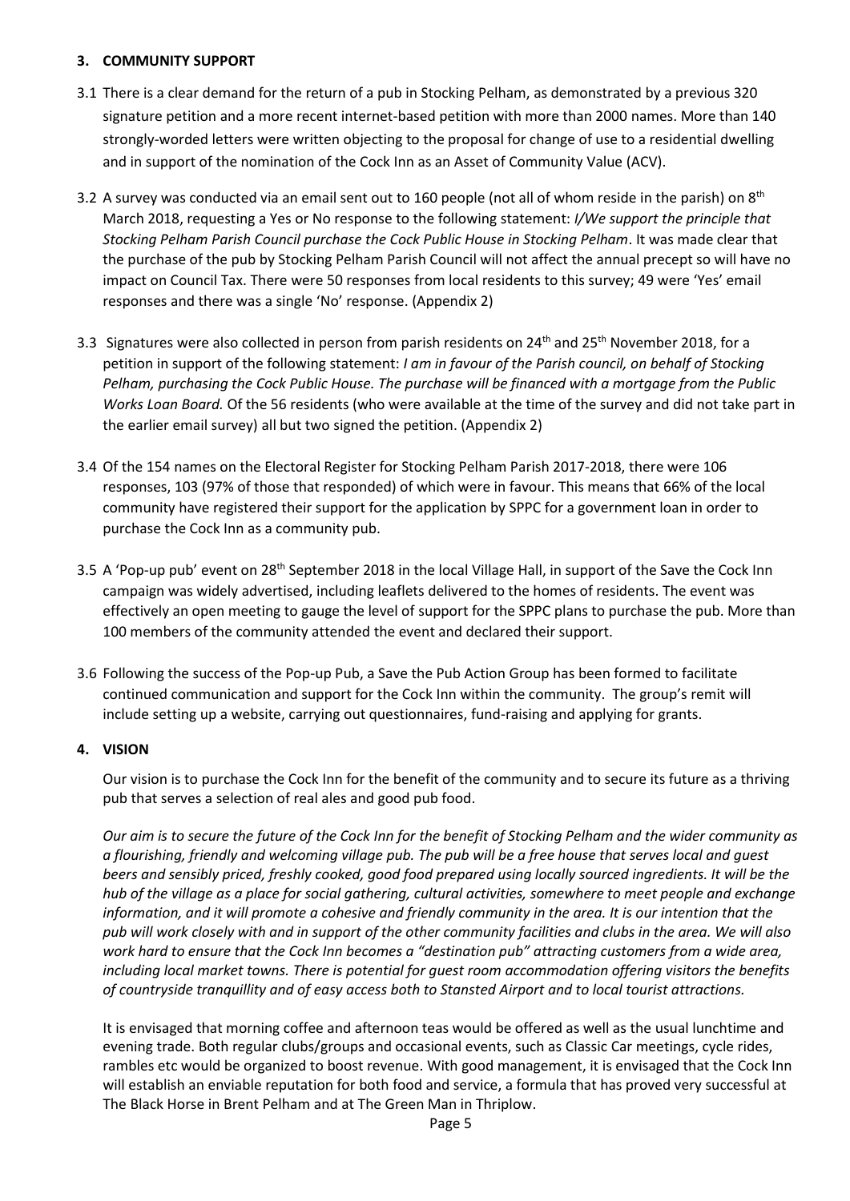## 3. COMMUNITY SUPPORT

3.1 There is a clear demand for the return of a pub in Stocking Pelham, as demonstrated by a previous 320 signature petition and a more recent internet-based petition with more than 2000 names. More than 140 strongly-worded letters were written objecting to the proposal for change of use to a residential dwelling and in support of the nomination of the Cock Inn as an Asset of Community Value (ACV).

3.2 A survey was conducted via an email sent out to 160 people (not all of whom reside in the parish) on 8th March 2018, requesting a Yes or No response to the following statement: *I/We support the principle that Stocking Pelham Parish Council purchase the Cock Public House in Stocking Pelham*. It was made clear that the purchase of the pub by Stocking Pelham Parish Council will not affect the annual precept so will have no impact on Council Tax. There were 50 responses from local residents to this survey; 49 were 'Yes' email responses and there was a single 'No' response. (Appendix 2)

3.3 Signatures were also collected in person from parish residents on 24th and 25th November 2018, for a petition in support of the following statement: *I am in favour of the Parish council, on behalf of Stocking Pelham, purchasing the Cock Public House. The purchase will be financed with a mortgage from the Public Works Loan Board.* Of the 56 residents (who were available at the time of the survey and did not take part in the earlier email survey) all but two signed the petition. (Appendix 2)

3.4 Of the 154 names on the Electoral Register for Stocking Pelham Parish 2017-2018, there were 106 responses, 103 (97% of those that responded) of which were in favour. This means that 66% of the local community have registered their support for the application by SPPC for a government loan in order to purchase the Cock Inn as a community pub.

3.5 A 'Pop-up pub' event on 28th September 2018 in the local Village Hall, in support of the Save the Cock Inn campaign was widely advertised, including leaflets delivered to the homes of residents. The event was effectively an open meeting to gauge the level of support for the SPPC plans to purchase the pub. More than 100 members of the community attended the event and declared their support.

3.6 Following the success of the Pop-up Pub, a Save the Pub Action Group has been formed to facilitate continued communication and support for the Cock Inn within the community. The group's remit will include setting up a website, carrying out questionnaires, fund-raising and applying for grants.

## 4. VISION

Our vision is to purchase the Cock Inn for the benefit of the community and to secure its future as a thriving pub that serves a selection of real ales and good pub food.

*Our aim is to secure the future of the Cock Inn for the benefit of Stocking Pelham and the wider community as a flourishing, friendly and welcoming village pub. The pub will be a free house that serves local and guest beers and sensibly priced, freshly cooked, good food prepared using locally sourced ingredients. It will be the hub of the village as a place for social gathering, cultural activities, somewhere to meet people and exchange information, and it will promote a cohesive and friendly community in the area. It is our intention that the pub will work closely with and in support of the other community facilities and clubs in the area. We will also work hard to ensure that the Cock Inn becomes a "destination pub" attracting customers from a wide area, including local market towns. There is potential for guest room accommodation offering visitors the benefits of countryside tranquillity and of easy access both to Stansted Airport and to local tourist attractions.*

It is envisaged that morning coffee and afternoon teas would be offered as well as the usual lunchtime and evening trade. Both regular clubs/groups and occasional events, such as Classic Car meetings, cycle rides, rambles etc would be organized to boost revenue. With good management, it is envisaged that the Cock Inn will establish an enviable reputation for both food and service, a formula that has proved very successful at The Black Horse in Brent Pelham and at The Green Man in Thriplow.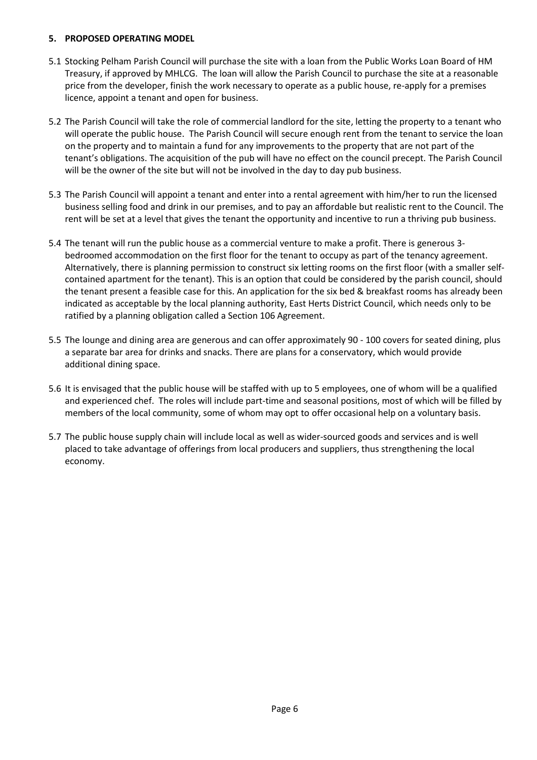## 5. PROPOSED OPERATING MODEL

5.1 Stocking Pelham Parish Council will purchase the site with a loan from the Public Works Loan Board of HM Treasury, if approved by MHLCG. The loan will allow the Parish Council to purchase the site at a reasonable price from the developer, finish the work necessary to operate as a public house, re-apply for a premises licence, appoint a tenant and open for business.

5.2 The Parish Council will take the role of commercial landlord for the site, letting the property to a tenant who will operate the public house. The Parish Council will secure enough rent from the tenant to service the loan on the property and to maintain a fund for any improvements to the property that are not part of the tenant's obligations. The acquisition of the pub will have no effect on the council precept. The Parish Council will be the owner of the site but will not be involved in the day to day pub business.

5.3 The Parish Council will appoint a tenant and enter into a rental agreement with him/her to run the licensed business selling food and drink in our premises, and to pay an affordable but realistic rent to the Council. The rent will be set at a level that gives the tenant the opportunity and incentive to run a thriving pub business.

5.4 The tenant will run the public house as a commercial venture to make a profit. There is generous 3-bedroomed accommodation on the first floor for the tenant to occupy as part of the tenancy agreement. Alternatively, there is planning permission to construct six letting rooms on the first floor (with a smaller self-contained apartment for the tenant). This is an option that could be considered by the parish council, should the tenant present a feasible case for this. An application for the six bed & breakfast rooms has already been indicated as acceptable by the local planning authority, East Herts District Council, which needs only to be ratified by a planning obligation called a Section 106 Agreement.

5.5 The lounge and dining area are generous and can offer approximately 90 - 100 covers for seated dining, plus a separate bar area for drinks and snacks. There are plans for a conservatory, which would provide additional dining space.

5.6 It is envisaged that the public house will be staffed with up to 5 employees, one of whom will be a qualified and experienced chef. The roles will include part-time and seasonal positions, most of which will be filled by members of the local community, some of whom may opt to offer occasional help on a voluntary basis.

5.7 The public house supply chain will include local as well as wider-sourced goods and services and is well placed to take advantage of offerings from local producers and suppliers, thus strengthening the local economy.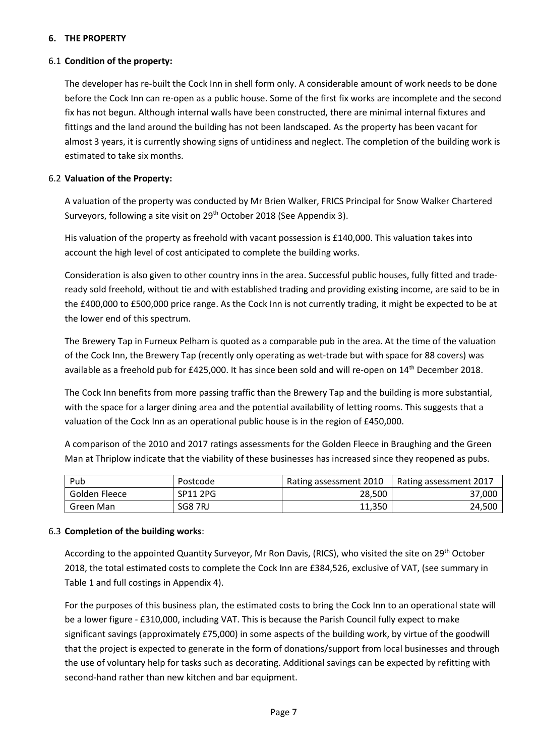## 6. THE PROPERTY

### 6.1 Condition of the property:

The developer has re-built the Cock Inn in shell form only. A considerable amount of work needs to be done before the Cock Inn can re-open as a public house. Some of the first fix works are incomplete and the second fix has not begun. Although internal walls have been constructed, there are minimal internal fixtures and fittings and the land around the building has not been landscaped. As the property has been vacant for almost 3 years, it is currently showing signs of untidiness and neglect. The completion of the building work is estimated to take six months.

### 6.2 Valuation of the Property:

A valuation of the property was conducted by Mr Brien Walker, FRICS Principal for Snow Walker Chartered Surveyors, following a site visit on 29th October 2018 (See Appendix 3).

His valuation of the property as freehold with vacant possession is £140,000. This valuation takes into account the high level of cost anticipated to complete the building works.

Consideration is also given to other country inns in the area. Successful public houses, fully fitted and trade-ready sold freehold, without tie and with established trading and providing existing income, are said to be in the £400,000 to £500,000 price range. As the Cock Inn is not currently trading, it might be expected to be at the lower end of this spectrum.

The Brewery Tap in Furneux Pelham is quoted as a comparable pub in the area. At the time of the valuation of the Cock Inn, the Brewery Tap (recently only operating as wet-trade but with space for 88 covers) was available as a freehold pub for £425,000. It has since been sold and will re-open on 14th December 2018.

The Cock Inn benefits from more passing traffic than the Brewery Tap and the building is more substantial, with the space for a larger dining area and the potential availability of letting rooms. This suggests that a valuation of the Cock Inn as an operational public house is in the region of £450,000.

A comparison of the 2010 and 2017 ratings assessments for the Golden Fleece in Braughing and the Green Man at Thriplow indicate that the viability of these businesses has increased since they reopened as pubs.

| Pub | Postcode | Rating assessment 2010 | Rating assessment 2017 |
|---|---|---:|---:|
| Golden Fleece | SP11 2PG | 28,500 | 37,000 |
| Green Man | SG8 7RJ | 11,350 | 24,500 |

### 6.3 Completion of the building works:

According to the appointed Quantity Surveyor, Mr Ron Davis, (RICS), who visited the site on 29th October 2018, the total estimated costs to complete the Cock Inn are £384,526, exclusive of VAT, (see summary in Table 1 and full costings in Appendix 4).

For the purposes of this business plan, the estimated costs to bring the Cock Inn to an operational state will be a lower figure - £310,000, including VAT. This is because the Parish Council fully expect to make significant savings (approximately £75,000) in some aspects of the building work, by virtue of the goodwill that the project is expected to generate in the form of donations/support from local businesses and through the use of voluntary help for tasks such as decorating. Additional savings can be expected by refitting with second-hand rather than new kitchen and bar equipment.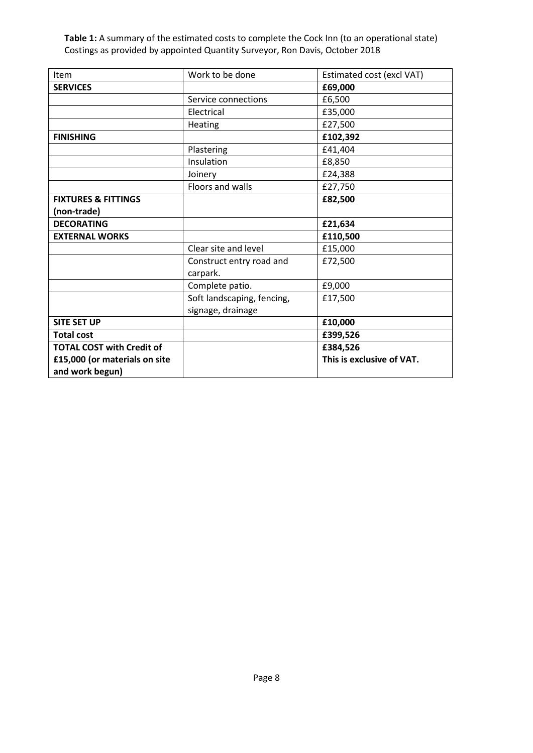**Table 1:** A summary of the estimated costs to complete the Cock Inn (to an operational state)
Costings as provided by appointed Quantity Surveyor, Ron Davis, October 2018

| Item | Work to be done | Estimated cost (excl VAT) |
|---|---|---|
| **SERVICES** | | **£69,000** |
| | Service connections | £6,500 |
| | Electrical | £35,000 |
| | Heating | £27,500 |
| **FINISHING** | | **£102,392** |
| | Plastering | £41,404 |
| | Insulation | £8,850 |
| | Joinery | £24,388 |
| | Floors and walls | £27,750 |
| **FIXTURES & FITTINGS (non-trade)** | | **£82,500** |
| **DECORATING** | | **£21,634** |
| **EXTERNAL WORKS** | | **£110,500** |
| | Clear site and level | £15,000 |
| | Construct entry road and carpark. | £72,500 |
| | Complete patio. | £9,000 |
| | Soft landscaping, fencing, signage, drainage | £17,500 |
| **SITE SET UP** | | **£10,000** |
| **Total cost** | | **£399,526** |
| **TOTAL COST with Credit of £15,000 (or materials on site and work begun)** | | **£384,526 This is exclusive of VAT.** |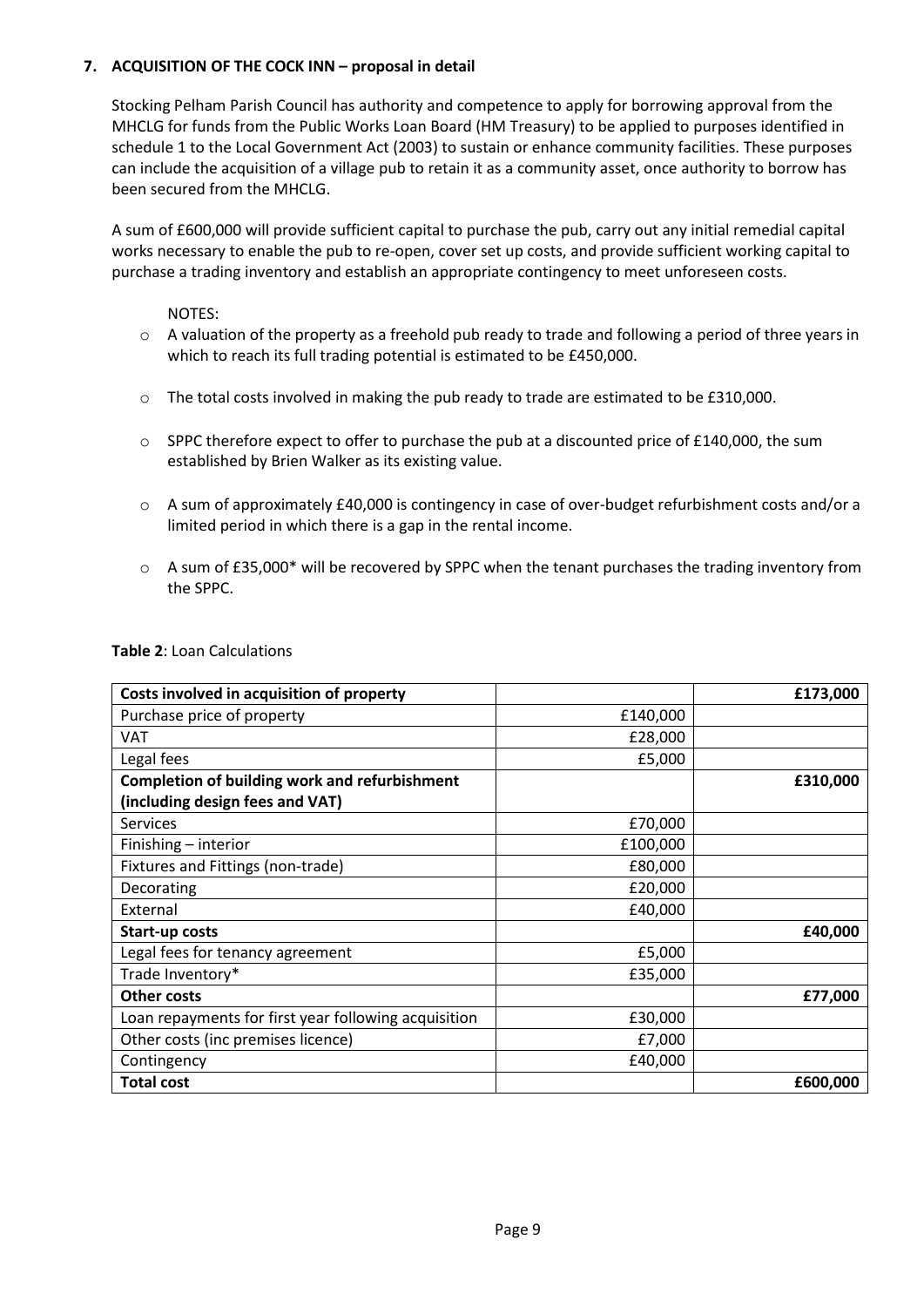## 7. ACQUISITION OF THE COCK INN – proposal in detail

Stocking Pelham Parish Council has authority and competence to apply for borrowing approval from the MHCLG for funds from the Public Works Loan Board (HM Treasury) to be applied to purposes identified in schedule 1 to the Local Government Act (2003) to sustain or enhance community facilities. These purposes can include the acquisition of a village pub to retain it as a community asset, once authority to borrow has been secured from the MHCLG.

A sum of £600,000 will provide sufficient capital to purchase the pub, carry out any initial remedial capital works necessary to enable the pub to re-open, cover set up costs, and provide sufficient working capital to purchase a trading inventory and establish an appropriate contingency to meet unforeseen costs.

NOTES:

- A valuation of the property as a freehold pub ready to trade and following a period of three years in which to reach its full trading potential is estimated to be £450,000.
- The total costs involved in making the pub ready to trade are estimated to be £310,000.
- SPPC therefore expect to offer to purchase the pub at a discounted price of £140,000, the sum established by Brien Walker as its existing value.
- A sum of approximately £40,000 is contingency in case of over-budget refurbishment costs and/or a limited period in which there is a gap in the rental income.
- A sum of £35,000* will be recovered by SPPC when the tenant purchases the trading inventory from the SPPC.

**Table 2**: Loan Calculations

| **Costs involved in acquisition of property** | | **£173,000** |
|---|---|---|
| Purchase price of property | £140,000 | |
| VAT | £28,000 | |
| Legal fees | £5,000 | |
| **Completion of building work and refurbishment (including design fees and VAT)** | | **£310,000** |
| Services | £70,000 | |
| Finishing – interior | £100,000 | |
| Fixtures and Fittings (non-trade) | £80,000 | |
| Decorating | £20,000 | |
| External | £40,000 | |
| **Start-up costs** | | **£40,000** |
| Legal fees for tenancy agreement | £5,000 | |
| Trade Inventory* | £35,000 | |
| **Other costs** | | **£77,000** |
| Loan repayments for first year following acquisition | £30,000 | |
| Other costs (inc premises licence) | £7,000 | |
| Contingency | £40,000 | |
| **Total cost** | | **£600,000** |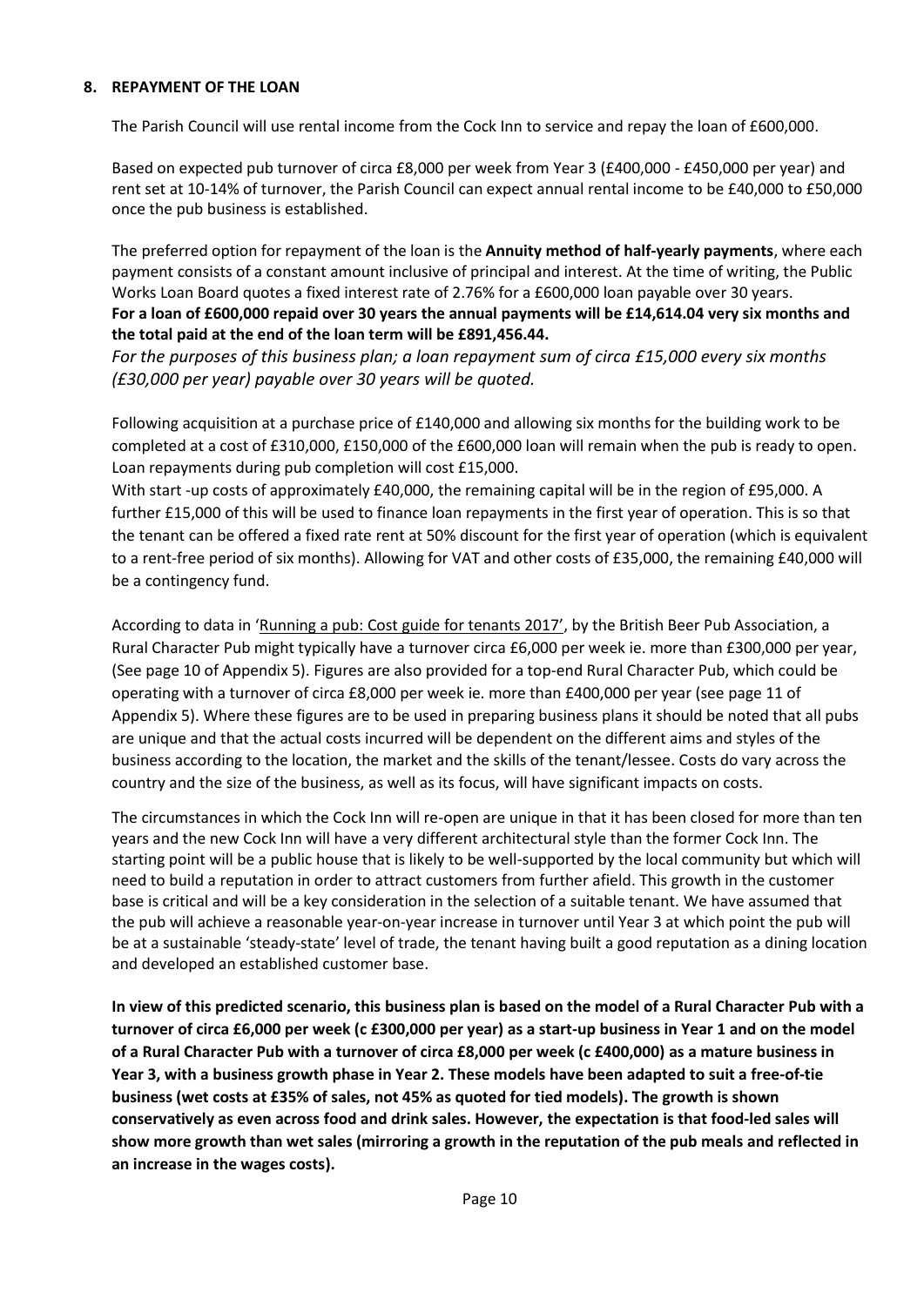## 8. REPAYMENT OF THE LOAN

The Parish Council will use rental income from the Cock Inn to service and repay the loan of £600,000.

Based on expected pub turnover of circa £8,000 per week from Year 3 (£400,000 - £450,000 per year) and rent set at 10-14% of turnover, the Parish Council can expect annual rental income to be £40,000 to £50,000 once the pub business is established.

The preferred option for repayment of the loan is the **Annuity method of half-yearly payments**, where each payment consists of a constant amount inclusive of principal and interest. At the time of writing, the Public Works Loan Board quotes a fixed interest rate of 2.76% for a £600,000 loan payable over 30 years. **For a loan of £600,000 repaid over 30 years the annual payments will be £14,614.04 very six months and the total paid at the end of the loan term will be £891,456.44.**

*For the purposes of this business plan; a loan repayment sum of circa £15,000 every six months (£30,000 per year) payable over 30 years will be quoted.*

Following acquisition at a purchase price of £140,000 and allowing six months for the building work to be completed at a cost of £310,000, £150,000 of the £600,000 loan will remain when the pub is ready to open. Loan repayments during pub completion will cost £15,000.

With start -up costs of approximately £40,000, the remaining capital will be in the region of £95,000. A further £15,000 of this will be used to finance loan repayments in the first year of operation. This is so that the tenant can be offered a fixed rate rent at 50% discount for the first year of operation (which is equivalent to a rent-free period of six months). Allowing for VAT and other costs of £35,000, the remaining £40,000 will be a contingency fund.

According to data in 'Running a pub: Cost guide for tenants 2017', by the British Beer Pub Association, a Rural Character Pub might typically have a turnover circa £6,000 per week ie. more than £300,000 per year, (See page 10 of Appendix 5). Figures are also provided for a top-end Rural Character Pub, which could be operating with a turnover of circa £8,000 per week ie. more than £400,000 per year (see page 11 of Appendix 5). Where these figures are to be used in preparing business plans it should be noted that all pubs are unique and that the actual costs incurred will be dependent on the different aims and styles of the business according to the location, the market and the skills of the tenant/lessee. Costs do vary across the country and the size of the business, as well as its focus, will have significant impacts on costs.

The circumstances in which the Cock Inn will re-open are unique in that it has been closed for more than ten years and the new Cock Inn will have a very different architectural style than the former Cock Inn. The starting point will be a public house that is likely to be well-supported by the local community but which will need to build a reputation in order to attract customers from further afield. This growth in the customer base is critical and will be a key consideration in the selection of a suitable tenant. We have assumed that the pub will achieve a reasonable year-on-year increase in turnover until Year 3 at which point the pub will be at a sustainable 'steady-state' level of trade, the tenant having built a good reputation as a dining location and developed an established customer base.

**In view of this predicted scenario, this business plan is based on the model of a Rural Character Pub with a turnover of circa £6,000 per week (c £300,000 per year) as a start-up business in Year 1 and on the model of a Rural Character Pub with a turnover of circa £8,000 per week (c £400,000) as a mature business in Year 3, with a business growth phase in Year 2. These models have been adapted to suit a free-of-tie business (wet costs at £35% of sales, not 45% as quoted for tied models). The growth is shown conservatively as even across food and drink sales. However, the expectation is that food-led sales will show more growth than wet sales (mirroring a growth in the reputation of the pub meals and reflected in an increase in the wages costs).**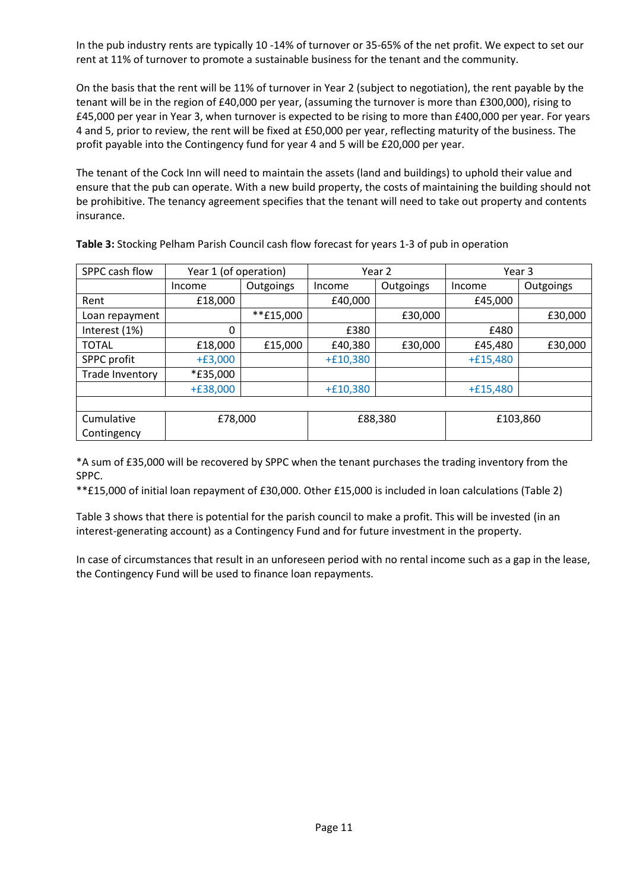In the pub industry rents are typically 10 -14% of turnover or 35-65% of the net profit. We expect to set our rent at 11% of turnover to promote a sustainable business for the tenant and the community.

On the basis that the rent will be 11% of turnover in Year 2 (subject to negotiation), the rent payable by the tenant will be in the region of £40,000 per year, (assuming the turnover is more than £300,000), rising to £45,000 per year in Year 3, when turnover is expected to be rising to more than £400,000 per year. For years 4 and 5, prior to review, the rent will be fixed at £50,000 per year, reflecting maturity of the business. The profit payable into the Contingency fund for year 4 and 5 will be £20,000 per year.

The tenant of the Cock Inn will need to maintain the assets (land and buildings) to uphold their value and ensure that the pub can operate. With a new build property, the costs of maintaining the building should not be prohibitive. The tenancy agreement specifies that the tenant will need to take out property and contents insurance.

**Table 3:** Stocking Pelham Parish Council cash flow forecast for years 1-3 of pub in operation

| SPPC cash flow | Year 1 (of operation) | | Year 2 | | Year 3 | |
|---|---|---|---|---|---|---|
| | Income | Outgoings | Income | Outgoings | Income | Outgoings |
| Rent | £18,000 | | £40,000 | | £45,000 | |
| Loan repayment | | **£15,000 | | £30,000 | | £30,000 |
| Interest (1%) | 0 | | £380 | | £480 | |
| TOTAL | £18,000 | £15,000 | £40,380 | £30,000 | £45,480 | £30,000 |
| SPPC profit | +£3,000 | | +£10,380 | | +£15,480 | |
| Trade Inventory | *£35,000 | | | | | |
| | +£38,000 | | +£10,380 | | +£15,480 | |
| | | | | | | |
| Cumulative Contingency | £78,000 | | £88,380 | | £103,860 | |

*A sum of £35,000 will be recovered by SPPC when the tenant purchases the trading inventory from the SPPC.

**£15,000 of initial loan repayment of £30,000. Other £15,000 is included in loan calculations (Table 2)

Table 3 shows that there is potential for the parish council to make a profit. This will be invested (in an interest-generating account) as a Contingency Fund and for future investment in the property.

In case of circumstances that result in an unforeseen period with no rental income such as a gap in the lease, the Contingency Fund will be used to finance loan repayments.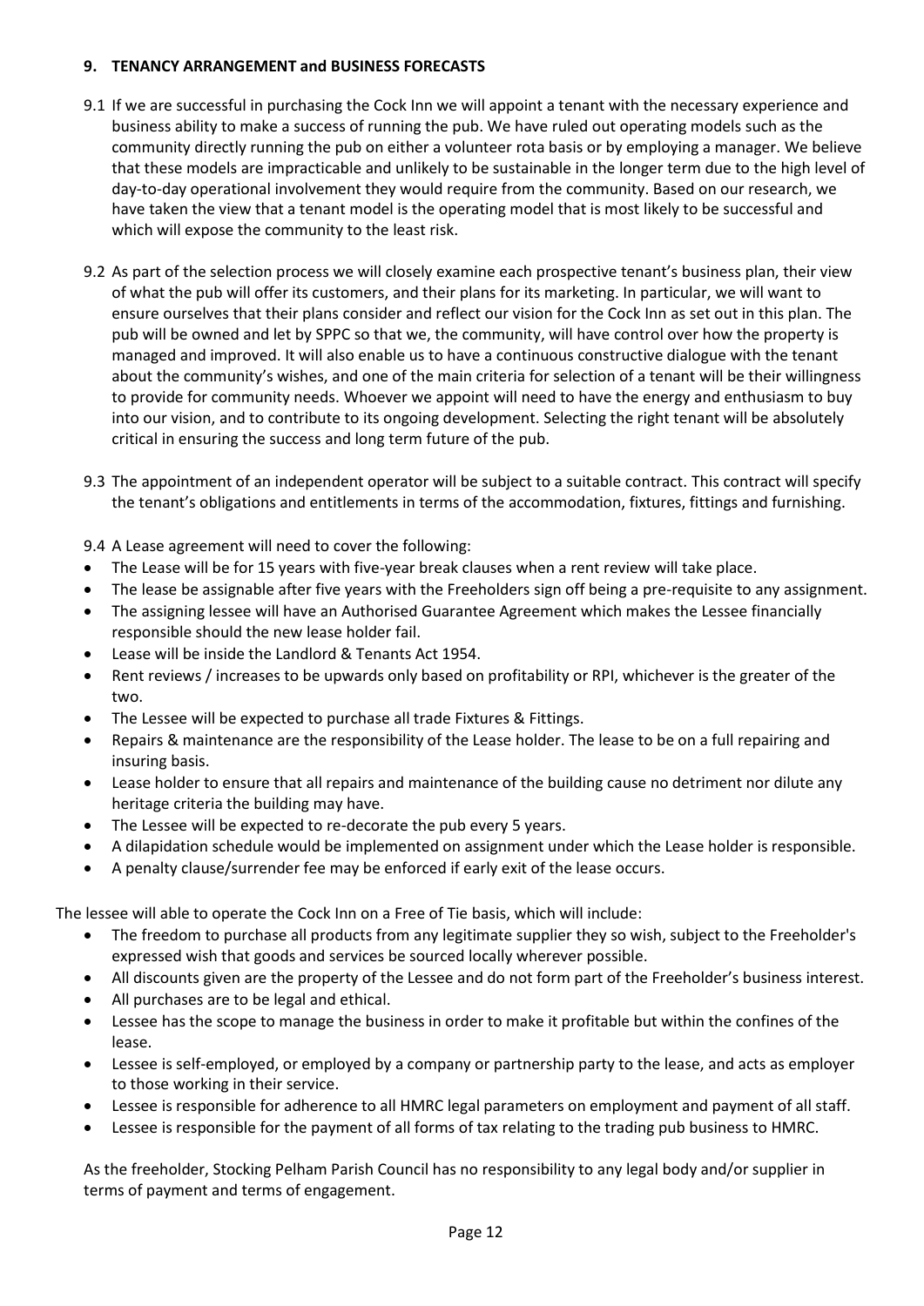## 9. TENANCY ARRANGEMENT and BUSINESS FORECASTS

9.1 If we are successful in purchasing the Cock Inn we will appoint a tenant with the necessary experience and business ability to make a success of running the pub. We have ruled out operating models such as the community directly running the pub on either a volunteer rota basis or by employing a manager. We believe that these models are impracticable and unlikely to be sustainable in the longer term due to the high level of day-to-day operational involvement they would require from the community. Based on our research, we have taken the view that a tenant model is the operating model that is most likely to be successful and which will expose the community to the least risk.

9.2 As part of the selection process we will closely examine each prospective tenant's business plan, their view of what the pub will offer its customers, and their plans for its marketing. In particular, we will want to ensure ourselves that their plans consider and reflect our vision for the Cock Inn as set out in this plan. The pub will be owned and let by SPPC so that we, the community, will have control over how the property is managed and improved. It will also enable us to have a continuous constructive dialogue with the tenant about the community's wishes, and one of the main criteria for selection of a tenant will be their willingness to provide for community needs. Whoever we appoint will need to have the energy and enthusiasm to buy into our vision, and to contribute to its ongoing development. Selecting the right tenant will be absolutely critical in ensuring the success and long term future of the pub.

9.3 The appointment of an independent operator will be subject to a suitable contract. This contract will specify the tenant's obligations and entitlements in terms of the accommodation, fixtures, fittings and furnishing.

9.4 A Lease agreement will need to cover the following:

- The Lease will be for 15 years with five-year break clauses when a rent review will take place.
- The lease be assignable after five years with the Freeholders sign off being a pre-requisite to any assignment.
- The assigning lessee will have an Authorised Guarantee Agreement which makes the Lessee financially responsible should the new lease holder fail.
- Lease will be inside the Landlord & Tenants Act 1954.
- Rent reviews / increases to be upwards only based on profitability or RPI, whichever is the greater of the two.
- The Lessee will be expected to purchase all trade Fixtures & Fittings.
- Repairs & maintenance are the responsibility of the Lease holder. The lease to be on a full repairing and insuring basis.
- Lease holder to ensure that all repairs and maintenance of the building cause no detriment nor dilute any heritage criteria the building may have.
- The Lessee will be expected to re-decorate the pub every 5 years.
- A dilapidation schedule would be implemented on assignment under which the Lease holder is responsible.
- A penalty clause/surrender fee may be enforced if early exit of the lease occurs.

The lessee will able to operate the Cock Inn on a Free of Tie basis, which will include:

- The freedom to purchase all products from any legitimate supplier they so wish, subject to the Freeholder's expressed wish that goods and services be sourced locally wherever possible.
- All discounts given are the property of the Lessee and do not form part of the Freeholder's business interest.
- All purchases are to be legal and ethical.
- Lessee has the scope to manage the business in order to make it profitable but within the confines of the lease.
- Lessee is self-employed, or employed by a company or partnership party to the lease, and acts as employer to those working in their service.
- Lessee is responsible for adherence to all HMRC legal parameters on employment and payment of all staff.
- Lessee is responsible for the payment of all forms of tax relating to the trading pub business to HMRC.

As the freeholder, Stocking Pelham Parish Council has no responsibility to any legal body and/or supplier in terms of payment and terms of engagement.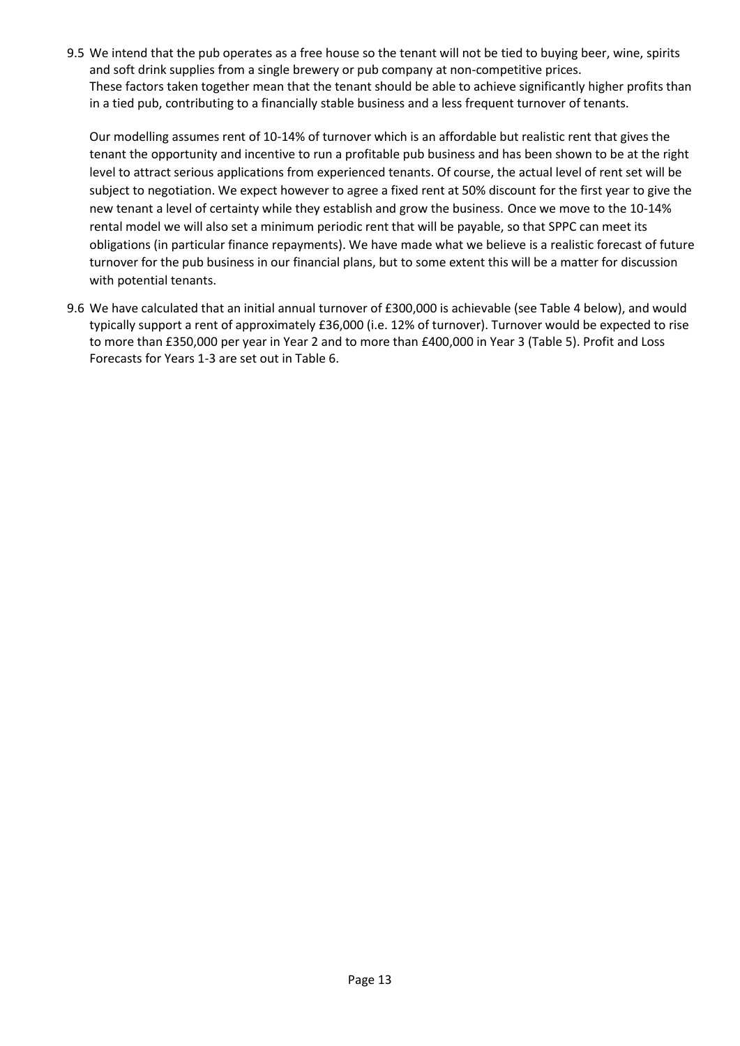9.5 We intend that the pub operates as a free house so the tenant will not be tied to buying beer, wine, spirits and soft drink supplies from a single brewery or pub company at non-competitive prices.
These factors taken together mean that the tenant should be able to achieve significantly higher profits than in a tied pub, contributing to a financially stable business and a less frequent turnover of tenants.

Our modelling assumes rent of 10-14% of turnover which is an affordable but realistic rent that gives the tenant the opportunity and incentive to run a profitable pub business and has been shown to be at the right level to attract serious applications from experienced tenants. Of course, the actual level of rent set will be subject to negotiation. We expect however to agree a fixed rent at 50% discount for the first year to give the new tenant a level of certainty while they establish and grow the business. Once we move to the 10-14% rental model we will also set a minimum periodic rent that will be payable, so that SPPC can meet its obligations (in particular finance repayments). We have made what we believe is a realistic forecast of future turnover for the pub business in our financial plans, but to some extent this will be a matter for discussion with potential tenants.

9.6 We have calculated that an initial annual turnover of £300,000 is achievable (see Table 4 below), and would typically support a rent of approximately £36,000 (i.e. 12% of turnover). Turnover would be expected to rise to more than £350,000 per year in Year 2 and to more than £400,000 in Year 3 (Table 5). Profit and Loss Forecasts for Years 1-3 are set out in Table 6.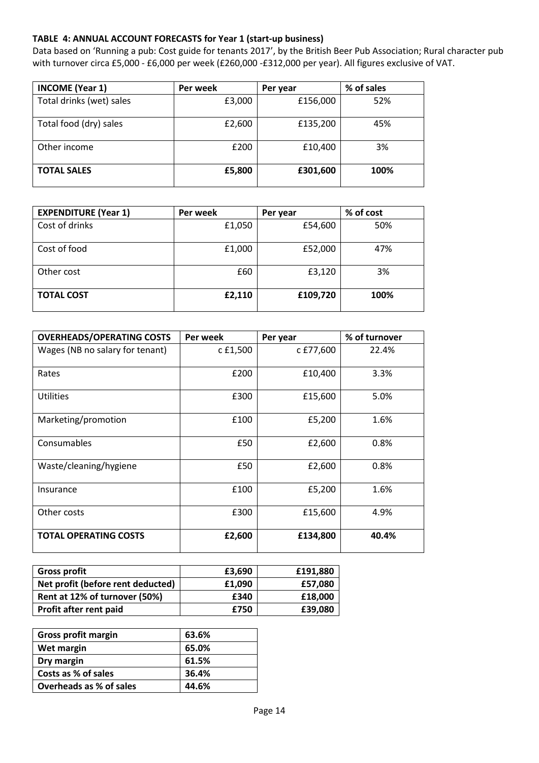## TABLE 4: ANNUAL ACCOUNT FORECASTS for Year 1 (start-up business)

Data based on 'Running a pub: Cost guide for tenants 2017', by the British Beer Pub Association; Rural character pub with turnover circa £5,000 - £6,000 per week (£260,000 -£312,000 per year). All figures exclusive of VAT.

| INCOME (Year 1) | Per week | Per year | % of sales |
|---|---|---|---|
| Total drinks (wet) sales | £3,000 | £156,000 | 52% |
| Total food (dry) sales | £2,600 | £135,200 | 45% |
| Other income | £200 | £10,400 | 3% |
| **TOTAL SALES** | **£5,800** | **£301,600** | **100%** |

| EXPENDITURE (Year 1) | Per week | Per year | % of cost |
|---|---|---|---|
| Cost of drinks | £1,050 | £54,600 | 50% |
| Cost of food | £1,000 | £52,000 | 47% |
| Other cost | £60 | £3,120 | 3% |
| **TOTAL COST** | **£2,110** | **£109,720** | **100%** |

| OVERHEADS/OPERATING COSTS | Per week | Per year | % of turnover |
|---|---|---|---|
| Wages (NB no salary for tenant) | c £1,500 | c £77,600 | 22.4% |
| Rates | £200 | £10,400 | 3.3% |
| Utilities | £300 | £15,600 | 5.0% |
| Marketing/promotion | £100 | £5,200 | 1.6% |
| Consumables | £50 | £2,600 | 0.8% |
| Waste/cleaning/hygiene | £50 | £2,600 | 0.8% |
| Insurance | £100 | £5,200 | 1.6% |
| Other costs | £300 | £15,600 | 4.9% |
| **TOTAL OPERATING COSTS** | **£2,600** | **£134,800** | **40.4%** |

| | | |
|---|---|---|
| **Gross profit** | **£3,690** | **£191,880** |
| **Net profit (before rent deducted)** | **£1,090** | **£57,080** |
| **Rent at 12% of turnover (50%)** | **£340** | **£18,000** |
| **Profit after rent paid** | **£750** | **£39,080** |

| | |
|---|---|
| **Gross profit margin** | **63.6%** |
| **Wet margin** | **65.0%** |
| **Dry margin** | **61.5%** |
| **Costs as % of sales** | **36.4%** |
| **Overheads as % of sales** | **44.6%** |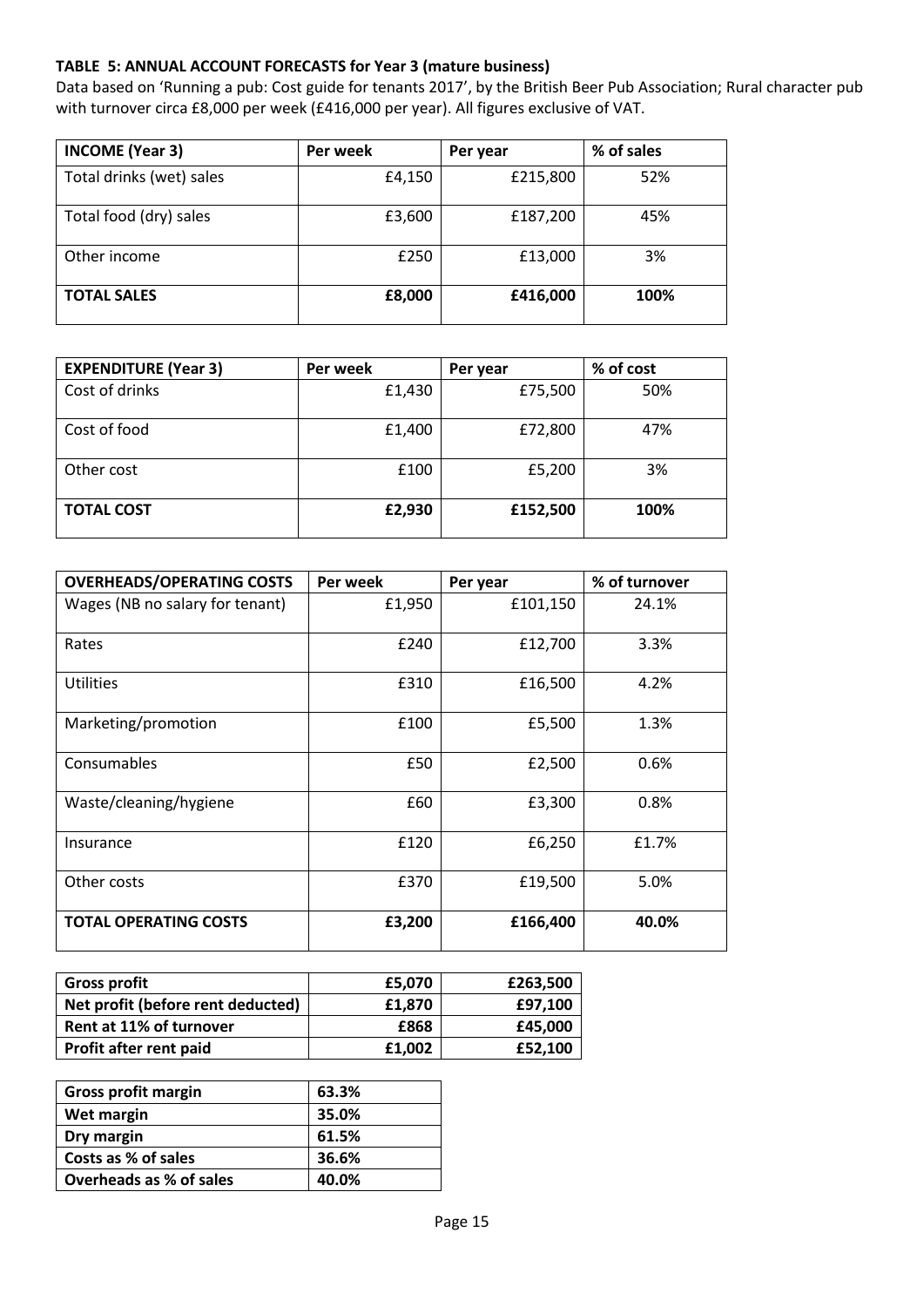**TABLE 5: ANNUAL ACCOUNT FORECASTS for Year 3 (mature business)**

Data based on 'Running a pub: Cost guide for tenants 2017', by the British Beer Pub Association; Rural character pub with turnover circa £8,000 per week (£416,000 per year). All figures exclusive of VAT.

| INCOME (Year 3) | Per week | Per year | % of sales |
|---|---|---|---|
| Total drinks (wet) sales | £4,150 | £215,800 | 52% |
| Total food (dry) sales | £3,600 | £187,200 | 45% |
| Other income | £250 | £13,000 | 3% |
| **TOTAL SALES** | **£8,000** | **£416,000** | **100%** |

| EXPENDITURE (Year 3) | Per week | Per year | % of cost |
|---|---|---|---|
| Cost of drinks | £1,430 | £75,500 | 50% |
| Cost of food | £1,400 | £72,800 | 47% |
| Other cost | £100 | £5,200 | 3% |
| **TOTAL COST** | **£2,930** | **£152,500** | **100%** |

| OVERHEADS/OPERATING COSTS | Per week | Per year | % of turnover |
|---|---|---|---|
| Wages (NB no salary for tenant) | £1,950 | £101,150 | 24.1% |
| Rates | £240 | £12,700 | 3.3% |
| Utilities | £310 | £16,500 | 4.2% |
| Marketing/promotion | £100 | £5,500 | 1.3% |
| Consumables | £50 | £2,500 | 0.6% |
| Waste/cleaning/hygiene | £60 | £3,300 | 0.8% |
| Insurance | £120 | £6,250 | £1.7% |
| Other costs | £370 | £19,500 | 5.0% |
| **TOTAL OPERATING COSTS** | **£3,200** | **£166,400** | **40.0%** |

| | | |
|---|---|---|
| **Gross profit** | **£5,070** | **£263,500** |
| **Net profit (before rent deducted)** | **£1,870** | **£97,100** |
| **Rent at 11% of turnover** | **£868** | **£45,000** |
| **Profit after rent paid** | **£1,002** | **£52,100** |

| | |
|---|---|
| **Gross profit margin** | **63.3%** |
| **Wet margin** | **35.0%** |
| **Dry margin** | **61.5%** |
| **Costs as % of sales** | **36.6%** |
| **Overheads as % of sales** | **40.0%** |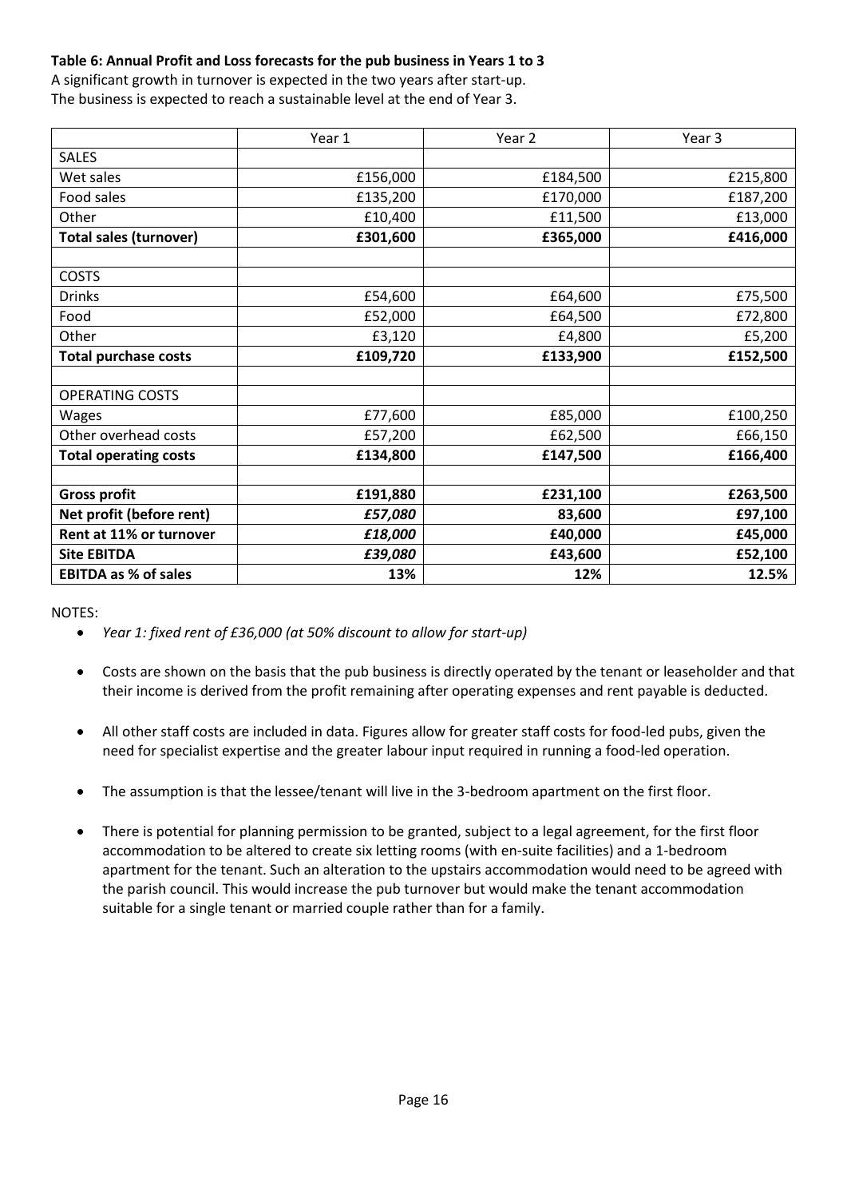**Table 6: Annual Profit and Loss forecasts for the pub business in Years 1 to 3**

A significant growth in turnover is expected in the two years after start-up.
The business is expected to reach a sustainable level at the end of Year 3.

| | Year 1 | Year 2 | Year 3 |
|---|---|---|---|
| SALES | | | |
| Wet sales | £156,000 | £184,500 | £215,800 |
| Food sales | £135,200 | £170,000 | £187,200 |
| Other | £10,400 | £11,500 | £13,000 |
| **Total sales (turnover)** | **£301,600** | **£365,000** | **£416,000** |
| | | | |
| COSTS | | | |
| Drinks | £54,600 | £64,600 | £75,500 |
| Food | £52,000 | £64,500 | £72,800 |
| Other | £3,120 | £4,800 | £5,200 |
| **Total purchase costs** | **£109,720** | **£133,900** | **£152,500** |
| | | | |
| OPERATING COSTS | | | |
| Wages | £77,600 | £85,000 | £100,250 |
| Other overhead costs | £57,200 | £62,500 | £66,150 |
| **Total operating costs** | **£134,800** | **£147,500** | **£166,400** |
| | | | |
| **Gross profit** | **£191,880** | **£231,100** | **£263,500** |
| **Net profit (before rent)** | ***£57,080*** | **83,600** | **£97,100** |
| **Rent at 11% or turnover** | ***£18,000*** | **£40,000** | **£45,000** |
| **Site EBITDA** | ***£39,080*** | **£43,600** | **£52,100** |
| **EBITDA as % of sales** | **13%** | **12%** | **12.5%** |

NOTES:

- *Year 1: fixed rent of £36,000 (at 50% discount to allow for start-up)*
- Costs are shown on the basis that the pub business is directly operated by the tenant or leaseholder and that their income is derived from the profit remaining after operating expenses and rent payable is deducted.
- All other staff costs are included in data. Figures allow for greater staff costs for food-led pubs, given the need for specialist expertise and the greater labour input required in running a food-led operation.
- The assumption is that the lessee/tenant will live in the 3-bedroom apartment on the first floor.
- There is potential for planning permission to be granted, subject to a legal agreement, for the first floor accommodation to be altered to create six letting rooms (with en-suite facilities) and a 1-bedroom apartment for the tenant. Such an alteration to the upstairs accommodation would need to be agreed with the parish council. This would increase the pub turnover but would make the tenant accommodation suitable for a single tenant or married couple rather than for a family.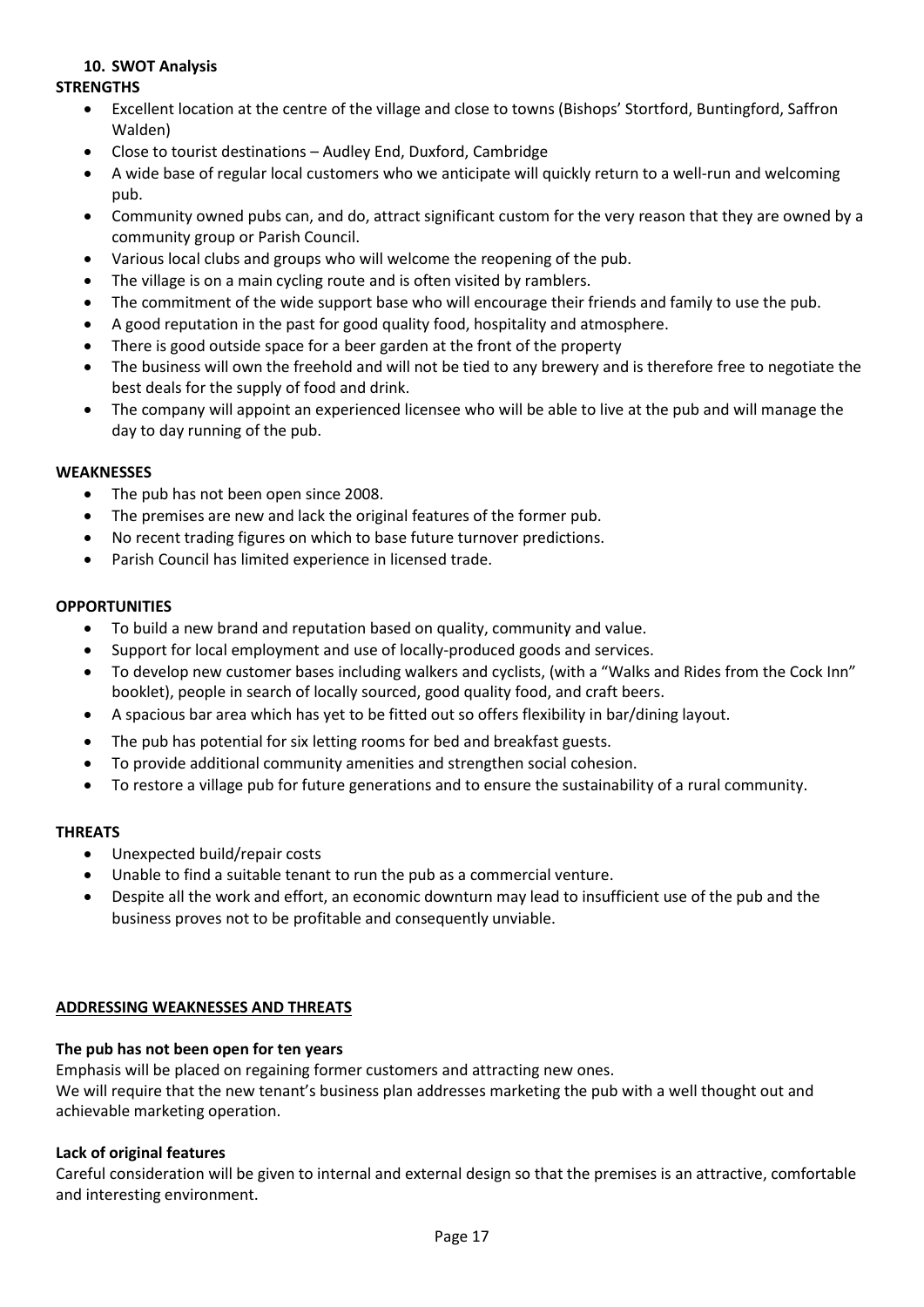## 10. SWOT Analysis

**STRENGTHS**

- Excellent location at the centre of the village and close to towns (Bishops' Stortford, Buntingford, Saffron Walden)
- Close to tourist destinations – Audley End, Duxford, Cambridge
- A wide base of regular local customers who we anticipate will quickly return to a well-run and welcoming pub.
- Community owned pubs can, and do, attract significant custom for the very reason that they are owned by a community group or Parish Council.
- Various local clubs and groups who will welcome the reopening of the pub.
- The village is on a main cycling route and is often visited by ramblers.
- The commitment of the wide support base who will encourage their friends and family to use the pub.
- A good reputation in the past for good quality food, hospitality and atmosphere.
- There is good outside space for a beer garden at the front of the property
- The business will own the freehold and will not be tied to any brewery and is therefore free to negotiate the best deals for the supply of food and drink.
- The company will appoint an experienced licensee who will be able to live at the pub and will manage the day to day running of the pub.

**WEAKNESSES**

- The pub has not been open since 2008.
- The premises are new and lack the original features of the former pub.
- No recent trading figures on which to base future turnover predictions.
- Parish Council has limited experience in licensed trade.

**OPPORTUNITIES**

- To build a new brand and reputation based on quality, community and value.
- Support for local employment and use of locally-produced goods and services.
- To develop new customer bases including walkers and cyclists, (with a "Walks and Rides from the Cock Inn" booklet), people in search of locally sourced, good quality food, and craft beers.
- A spacious bar area which has yet to be fitted out so offers flexibility in bar/dining layout.
- The pub has potential for six letting rooms for bed and breakfast guests.
- To provide additional community amenities and strengthen social cohesion.
- To restore a village pub for future generations and to ensure the sustainability of a rural community.

**THREATS**

- Unexpected build/repair costs
- Unable to find a suitable tenant to run the pub as a commercial venture.
- Despite all the work and effort, an economic downturn may lead to insufficient use of the pub and the business proves not to be profitable and consequently unviable.

**ADDRESSING WEAKNESSES AND THREATS**

**The pub has not been open for ten years**

Emphasis will be placed on regaining former customers and attracting new ones.
We will require that the new tenant's business plan addresses marketing the pub with a well thought out and achievable marketing operation.

**Lack of original features**

Careful consideration will be given to internal and external design so that the premises is an attractive, comfortable and interesting environment.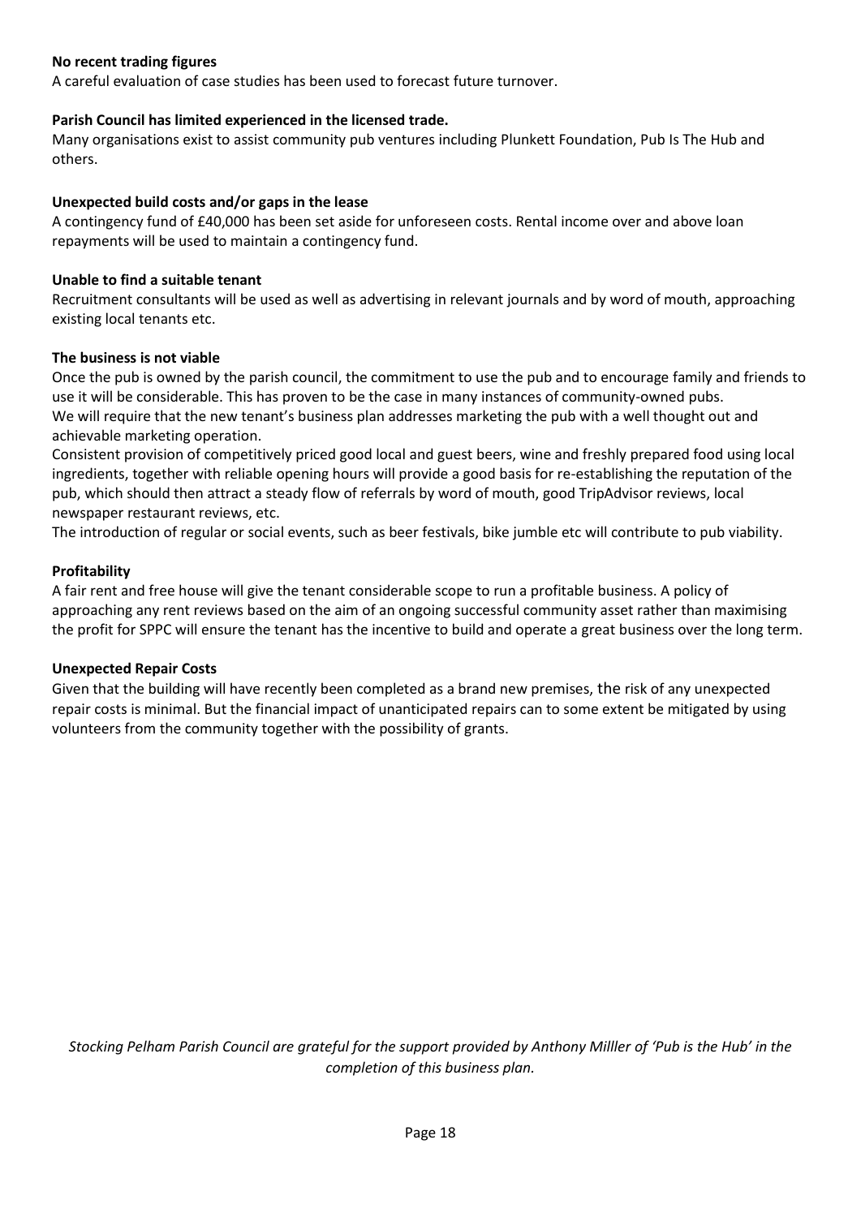**No recent trading figures**

A careful evaluation of case studies has been used to forecast future turnover.

**Parish Council has limited experienced in the licensed trade.**

Many organisations exist to assist community pub ventures including Plunkett Foundation, Pub Is The Hub and others.

**Unexpected build costs and/or gaps in the lease**

A contingency fund of £40,000 has been set aside for unforeseen costs. Rental income over and above loan repayments will be used to maintain a contingency fund.

**Unable to find a suitable tenant**

Recruitment consultants will be used as well as advertising in relevant journals and by word of mouth, approaching existing local tenants etc.

**The business is not viable**

Once the pub is owned by the parish council, the commitment to use the pub and to encourage family and friends to use it will be considerable. This has proven to be the case in many instances of community-owned pubs.
We will require that the new tenant's business plan addresses marketing the pub with a well thought out and achievable marketing operation.
Consistent provision of competitively priced good local and guest beers, wine and freshly prepared food using local ingredients, together with reliable opening hours will provide a good basis for re-establishing the reputation of the pub, which should then attract a steady flow of referrals by word of mouth, good TripAdvisor reviews, local newspaper restaurant reviews, etc.
The introduction of regular or social events, such as beer festivals, bike jumble etc will contribute to pub viability.

**Profitability**

A fair rent and free house will give the tenant considerable scope to run a profitable business. A policy of approaching any rent reviews based on the aim of an ongoing successful community asset rather than maximising the profit for SPPC will ensure the tenant has the incentive to build and operate a great business over the long term.

**Unexpected Repair Costs**

Given that the building will have recently been completed as a brand new premises, the risk of any unexpected repair costs is minimal. But the financial impact of unanticipated repairs can to some extent be mitigated by using volunteers from the community together with the possibility of grants.

*Stocking Pelham Parish Council are grateful for the support provided by Anthony Milller of 'Pub is the Hub' in the completion of this business plan.*